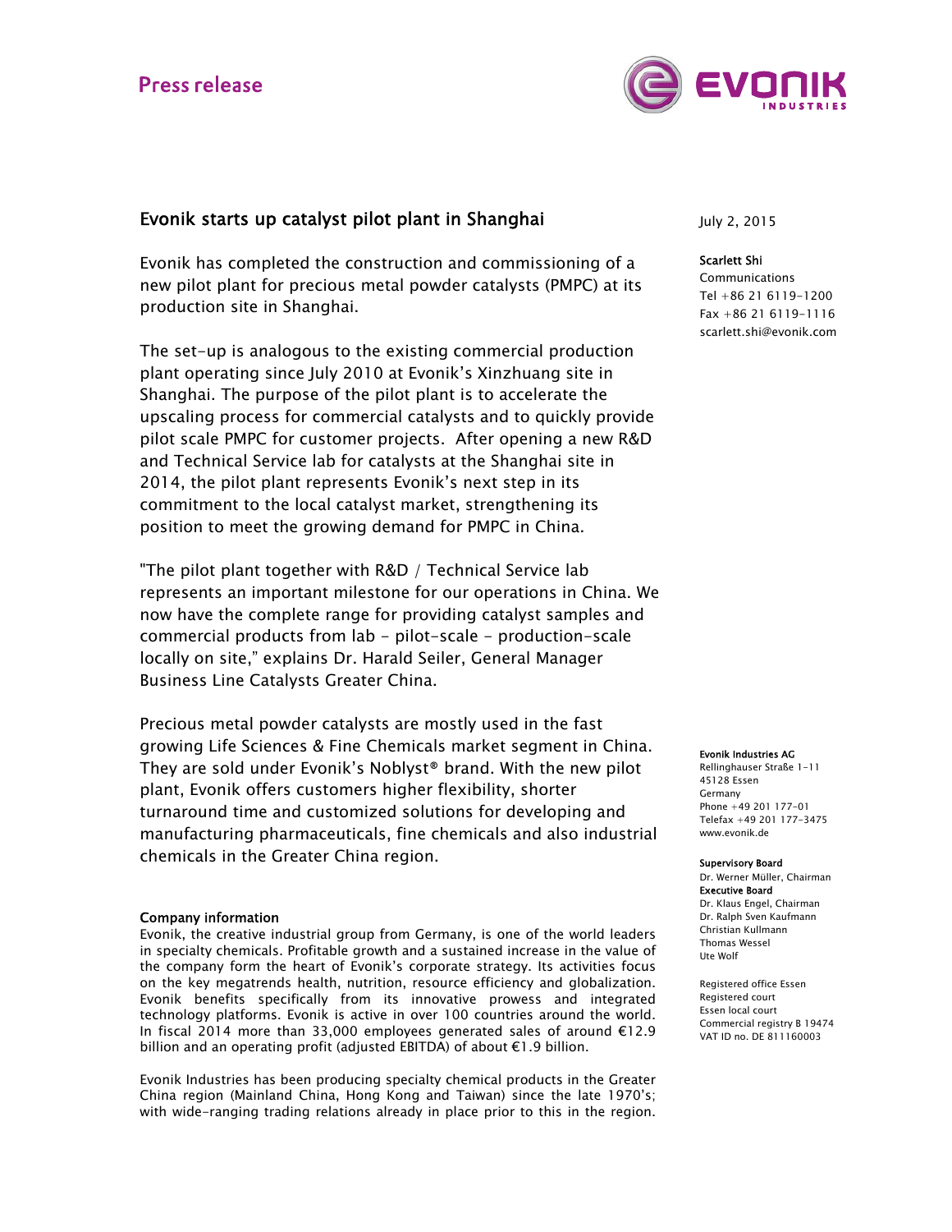Press release

# Evonik starts up catalyst pilot plant in Shanghai

July 2, 2015

**Scarlett Shi**
Communications
Tel +86 21 6119-1200
Fax +86 21 6119-1116
scarlett.shi@evonik.com

Evonik has completed the construction and commissioning of a new pilot plant for precious metal powder catalysts (PMPC) at its production site in Shanghai.

The set-up is analogous to the existing commercial production plant operating since July 2010 at Evonik's Xinzhuang site in Shanghai. The purpose of the pilot plant is to accelerate the upscaling process for commercial catalysts and to quickly provide pilot scale PMPC for customer projects. After opening a new R&D and Technical Service lab for catalysts at the Shanghai site in 2014, the pilot plant represents Evonik's next step in its commitment to the local catalyst market, strengthening its position to meet the growing demand for PMPC in China.

"The pilot plant together with R&D / Technical Service lab represents an important milestone for our operations in China. We now have the complete range for providing catalyst samples and commercial products from lab - pilot-scale - production-scale locally on site," explains Dr. Harald Seiler, General Manager Business Line Catalysts Greater China.

Precious metal powder catalysts are mostly used in the fast growing Life Sciences & Fine Chemicals market segment in China. They are sold under Evonik's Noblyst® brand. With the new pilot plant, Evonik offers customers higher flexibility, shorter turnaround time and customized solutions for developing and manufacturing pharmaceuticals, fine chemicals and also industrial chemicals in the Greater China region.

**Company information**

Evonik, the creative industrial group from Germany, is one of the world leaders in specialty chemicals. Profitable growth and a sustained increase in the value of the company form the heart of Evonik's corporate strategy. Its activities focus on the key megatrends health, nutrition, resource efficiency and globalization. Evonik benefits specifically from its innovative prowess and integrated technology platforms. Evonik is active in over 100 countries around the world. In fiscal 2014 more than 33,000 employees generated sales of around €12.9 billion and an operating profit (adjusted EBITDA) of about €1.9 billion.

Evonik Industries has been producing specialty chemical products in the Greater China region (Mainland China, Hong Kong and Taiwan) since the late 1970's; with wide-ranging trading relations already in place prior to this in the region.

**Evonik Industries AG**
Rellinghauser Straße 1-11
45128 Essen
Germany
Phone +49 201 177-01
Telefax +49 201 177-3475
www.evonik.de

**Supervisory Board**
Dr. Werner Müller, Chairman
**Executive Board**
Dr. Klaus Engel, Chairman
Dr. Ralph Sven Kaufmann
Christian Kullmann
Thomas Wessel
Ute Wolf

Registered office Essen
Registered court
Essen local court
Commercial registry B 19474
VAT ID no. DE 811160003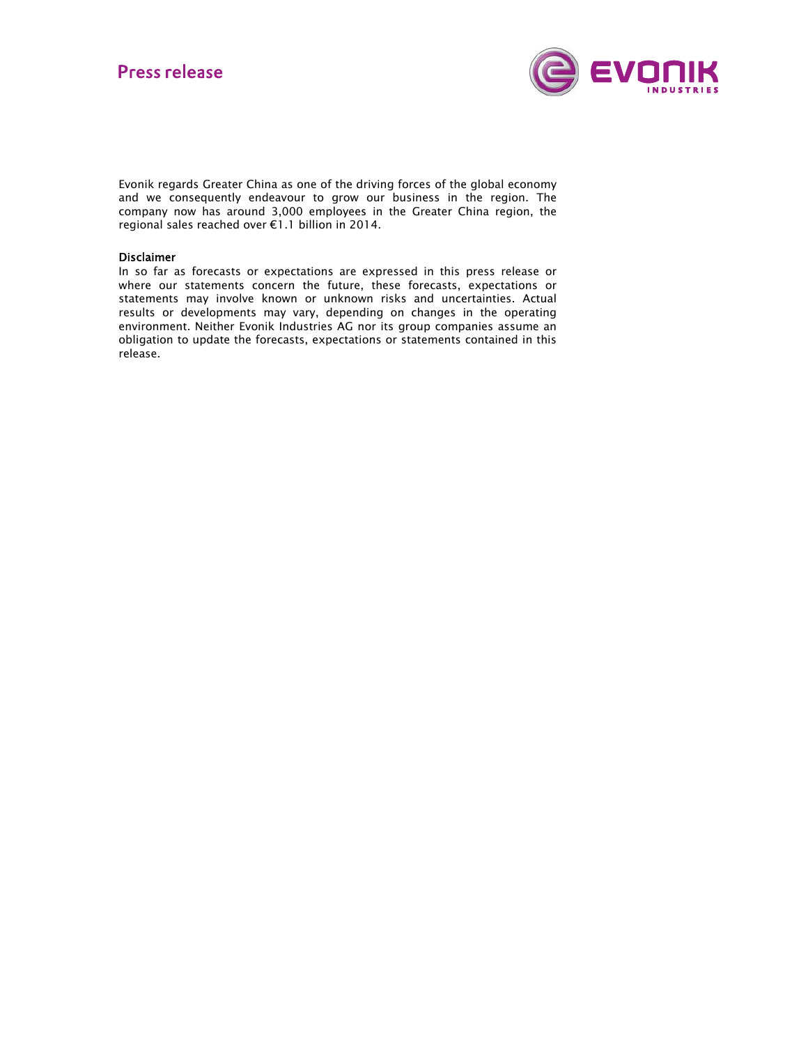Evonik regards Greater China as one of the driving forces of the global economy and we consequently endeavour to grow our business in the region. The company now has around 3,000 employees in the Greater China region, the regional sales reached over €1.1 billion in 2014.

**Disclaimer**

In so far as forecasts or expectations are expressed in this press release or where our statements concern the future, these forecasts, expectations or statements may involve known or unknown risks and uncertainties. Actual results or developments may vary, depending on changes in the operating environment. Neither Evonik Industries AG nor its group companies assume an obligation to update the forecasts, expectations or statements contained in this release.